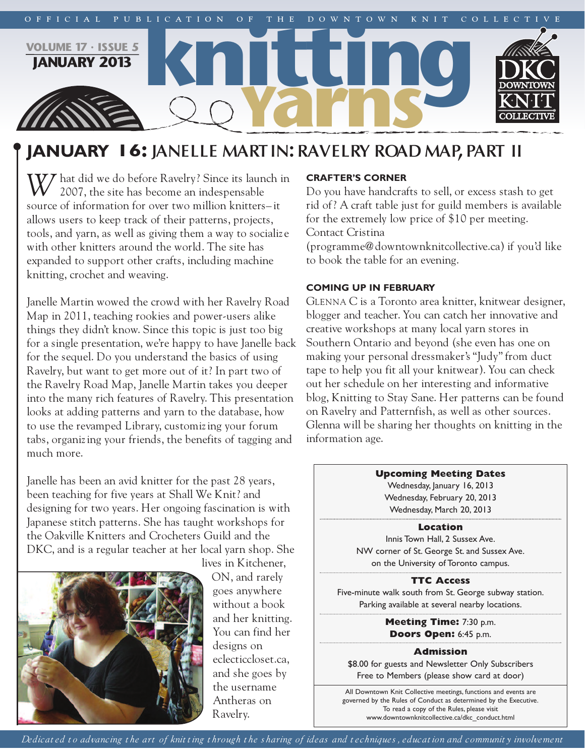OFFICIAL PUBLICATION OF THE DOWNTOWN KNIT COLLECTIVE

# knitting Yarns

VOLUME 17 · ISSUE 5
JANUARY 2013

## JANUARY 16: JANELLE MARTIN: RAVELRY ROAD MAP, PART II

What did we do before Ravelry? Since its launch in 2007, the site has become an indespensable source of information for over two million knitters–it allows users to keep track of their patterns, projects, tools, and yarn, as well as giving them a way to socialize with other knitters around the world. The site has expanded to support other crafts, including machine knitting, crochet and weaving.

Janelle Martin wowed the crowd with her Ravelry Road Map in 2011, teaching rookies and power-users alike things they didn't know. Since this topic is just too big for a single presentation, we're happy to have Janelle back for the sequel. Do you understand the basics of using Ravelry, but want to get more out of it? In part two of the Ravelry Road Map, Janelle Martin takes you deeper into the many rich features of Ravelry. This presentation looks at adding patterns and yarn to the database, how to use the revamped Library, customizing your forum tabs, organizing your friends, the benefits of tagging and much more.

Janelle has been an avid knitter for the past 28 years, been teaching for five years at Shall We Knit? and designing for two years. Her ongoing fascination is with Japanese stitch patterns. She has taught workshops for the Oakville Knitters and Crocheters Guild and the DKC, and is a regular teacher at her local yarn shop. She lives in Kitchener, ON, and rarely goes anywhere without a book and her knitting. You can find her designs on eclecticcloset.ca, and she goes by the username Antheras on Ravelry.

### CRAFTER'S CORNER

Do you have handcrafts to sell, or excess stash to get rid of? A craft table just for guild members is available for the extremely low price of $10 per meeting. Contact Cristina (programme@downtownknitcollective.ca) if you'd like to book the table for an evening.

### COMING UP IN FEBRUARY

GLENNA C is a Toronto area knitter, knitwear designer, blogger and teacher. You can catch her innovative and creative workshops at many local yarn stores in Southern Ontario and beyond (she even has one on making your personal dressmaker's "Judy" from duct tape to help you fit all your knitwear). You can check out her schedule on her interesting and informative blog, Knitting to Stay Sane. Her patterns can be found on Ravelry and Patternfish, as well as other sources. Glenna will be sharing her thoughts on knitting in the information age.

**Upcoming Meeting Dates**
Wednesday, January 16, 2013
Wednesday, February 20, 2013
Wednesday, March 20, 2013

**Location**
Innis Town Hall, 2 Sussex Ave.
NW corner of St. George St. and Sussex Ave.
on the University of Toronto campus.

**TTC Access**
Five-minute walk south from St. George subway station.
Parking available at several nearby locations.

**Meeting Time:** 7:30 p.m.
**Doors Open:** 6:45 p.m.

**Admission**
$8.00 for guests and Newsletter Only Subscribers
Free to Members (please show card at door)

All Downtown Knit Collective meetings, functions and events are governed by the Rules of Conduct as determined by the Executive. To read a copy of the Rules, please visit www.downtownknitcollective.ca/dkc_conduct.html

*Dedicated to advancing the art of knitting through the sharing of ideas and techniques, education and community involvement*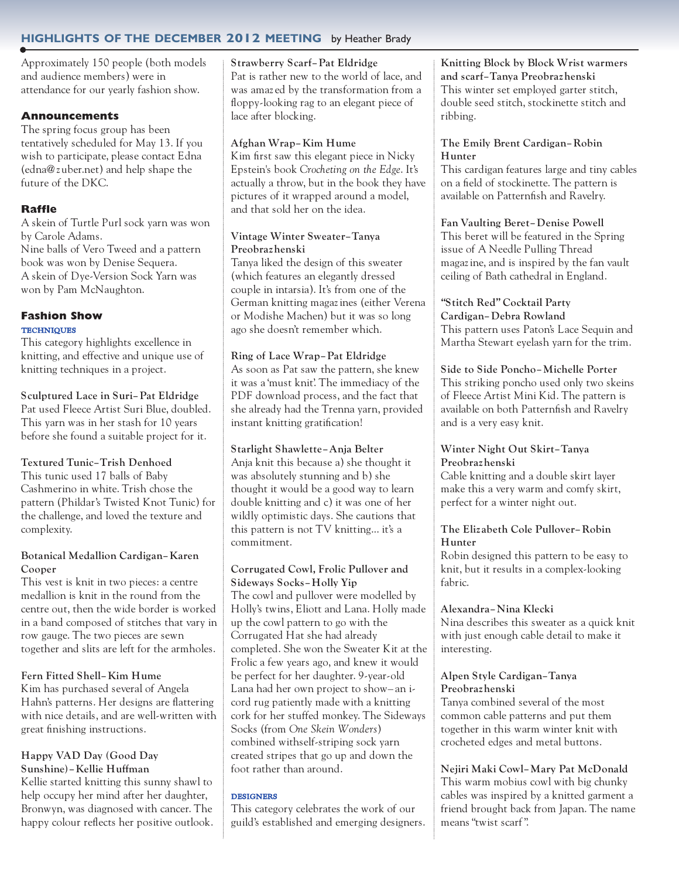## HIGHLIGHTS OF THE DECEMBER 2012 MEETING by Heather Brady

Approximately 150 people (both models and audience members) were in attendance for our yearly fashion show.

### Announcements

The spring focus group has been tentatively scheduled for May 13. If you wish to participate, please contact Edna (edna@zuber.net) and help shape the future of the DKC.

### Raffle

A skein of Turtle Purl sock yarn was won by Carole Adams.
Nine balls of Vero Tweed and a pattern book was won by Denise Sequera.
A skein of Dye-Version Sock Yarn was won by Pam McNaughton.

### Fashion Show

#### TECHNIQUES

This category highlights excellence in knitting, and effective and unique use of knitting techniques in a project.

**Sculptured Lace in Suri– Pat Eldridge**
Pat used Fleece Artist Suri Blue, doubled. This yarn was in her stash for 10 years before she found a suitable project for it.

**Textured Tunic– Trish Denhoed**
This tunic used 17 balls of Baby Cashmerino in white. Trish chose the pattern (Phildar's Twisted Knot Tunic) for the challenge, and loved the texture and complexity.

**Botanical Medallion Cardigan– Karen Cooper**
This vest is knit in two pieces: a centre medallion is knit in the round from the centre out, then the wide border is worked in a band composed of stitches that vary in row gauge. The two pieces are sewn together and slits are left for the armholes.

**Fern Fitted Shell– Kim Hume**
Kim has purchased several of Angela Hahn's patterns. Her designs are flattering with nice details, and are well-written with great finishing instructions.

**Happy VAD Day (Good Day Sunshine)– Kellie Huffman**
Kellie started knitting this sunny shawl to help occupy her mind after her daughter, Bronwyn, was diagnosed with cancer. The happy colour reflects her positive outlook.

**Strawberry Scarf– Pat Eldridge**
Pat is rather new to the world of lace, and was amazed by the transformation from a floppy-looking rag to an elegant piece of lace after blocking.

**Afghan Wrap– Kim Hume**
Kim first saw this elegant piece in Nicky Epstein's book *Crocheting on the Edge*. It's actually a throw, but in the book they have pictures of it wrapped around a model, and that sold her on the idea.

**Vintage Winter Sweater– Tanya Preobrazhenski**
Tanya liked the design of this sweater (which features an elegantly dressed couple in intarsia). It's from one of the German knitting magazines (either Verena or Modishe Machen) but it was so long ago she doesn't remember which.

**Ring of Lace Wrap– Pat Eldridge**
As soon as Pat saw the pattern, she knew it was a 'must knit'. The immediacy of the PDF download process, and the fact that she already had the Trenna yarn, provided instant knitting gratification!

**Starlight Shawlette– Anja Belter**
Anja knit this because a) she thought it was absolutely stunning and b) she thought it would be a good way to learn double knitting and c) it was one of her wildly optimistic days. She cautions that this pattern is not TV knitting... it's a commitment.

**Corrugated Cowl, Frolic Pullover and Sideways Socks– Holly Yip**
The cowl and pullover were modelled by Holly's twins, Eliott and Lana. Holly made up the cowl pattern to go with the Corrugated Hat she had already completed. She won the Sweater Kit at the Frolic a few years ago, and knew it would be perfect for her daughter. 9-year-old Lana had her own project to show– an i-cord rug patiently made with a knitting cork for her stuffed monkey. The Sideways Socks (from *One Skein Wonders*) combined withself-striping sock yarn created stripes that go up and down the foot rather than around.

#### DESIGNERS

This category celebrates the work of our guild's established and emerging designers.

**Knitting Block by Block Wrist warmers and scarf– Tanya Preobrazhenski**
This winter set employed garter stitch, double seed stitch, stockinette stitch and ribbing.

**The Emily Brent Cardigan– Robin Hunter**
This cardigan features large and tiny cables on a field of stockinette. The pattern is available on Patternfish and Ravelry.

**Fan Vaulting Beret– Denise Powell**
This beret will be featured in the Spring issue of A Needle Pulling Thread magazine, and is inspired by the fan vault ceiling of Bath cathedral in England.

**"Stitch Red" Cocktail Party Cardigan– Debra Rowland**
This pattern uses Paton's Lace Sequin and Martha Stewart eyelash yarn for the trim.

**Side to Side Poncho– Michelle Porter**
This striking poncho used only two skeins of Fleece Artist Mini Kid. The pattern is available on both Patternfish and Ravelry and is a very easy knit.

**Winter Night Out Skirt– Tanya Preobrazhenski**
Cable knitting and a double skirt layer make this a very warm and comfy skirt, perfect for a winter night out.

**The Elizabeth Cole Pullover– Robin Hunter**
Robin designed this pattern to be easy to knit, but it results in a complex-looking fabric.

**Alexandra– Nina Klecki**
Nina describes this sweater as a quick knit with just enough cable detail to make it interesting.

**Alpen Style Cardigan– Tanya Preobrazhenski**
Tanya combined several of the most common cable patterns and put them together in this warm winter knit with crocheted edges and metal buttons.

**Nejiri Maki Cowl– Mary Pat McDonald**
This warm mobius cowl with big chunky cables was inspired by a knitted garment a friend brought back from Japan. The name means "twist scarf".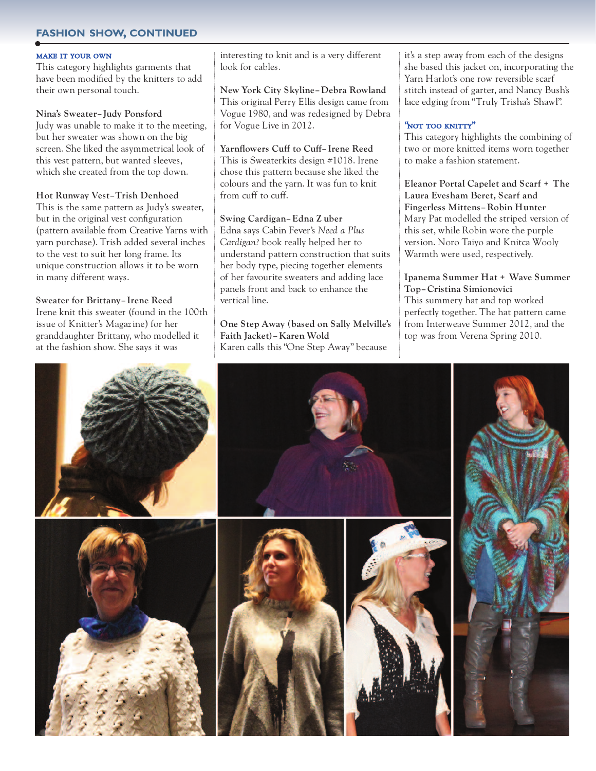## FASHION SHOW, CONTINUED

### MAKE IT YOUR OWN

This category highlights garments that have been modified by the knitters to add their own personal touch.

**Nina's Sweater– Judy Ponsford**
Judy was unable to make it to the meeting, but her sweater was shown on the big screen. She liked the asymmetrical look of this vest pattern, but wanted sleeves, which she created from the top down.

**Hot Runway Vest–Trish Denhoed**
This is the same pattern as Judy's sweater, but in the original vest configuration (pattern available from Creative Yarns with yarn purchase). Trish added several inches to the vest to suit her long frame. Its unique construction allows it to be worn in many different ways.

**Sweater for Brittany– Irene Reed**
Irene knit this sweater (found in the 100th issue of Knitter's Magazine) for her granddaughter Brittany, who modelled it at the fashion show. She says it was interesting to knit and is a very different look for cables.

**New York City Skyline– Debra Rowland**
This original Perry Ellis design came from Vogue 1980, and was redesigned by Debra for Vogue Live in 2012.

**Yarnflowers Cuff to Cuff– Irene Reed**
This is Sweaterkits design #1018. Irene chose this pattern because she liked the colours and the yarn. It was fun to knit from cuff to cuff.

**Swing Cardigan– Edna Z uber**
Edna says Cabin Fever's *Need a Plus Cardigan?* book really helped her to understand pattern construction that suits her body type, piecing together elements of her favourite sweaters and adding lace panels front and back to enhance the vertical line.

**One Step Away (based on Sally Melville's Faith Jacket)– Karen Wold**
Karen calls this "One Step Away" because it's a step away from each of the designs she based this jacket on, incorporating the Yarn Harlot's one row reversible scarf stitch instead of garter, and Nancy Bush's lace edging from "Truly Trisha's Shawl".

### "NOT TOO KNITTY"

This category highlights the combining of two or more knitted items worn together to make a fashion statement.

**Eleanor Portal Capelet and Scarf + The Laura Evesham Beret, Scarf and Fingerless Mittens– Robin Hunter**
Mary Pat modelled the striped version of this set, while Robin wore the purple version. Noro Taiyo and Knitca Wooly Warmth were used, respectively.

**Ipanema Summer Hat + Wave Summer Top– Cristina Simionovici**
This summery hat and top worked perfectly together. The hat pattern came from Interweave Summer 2012, and the top was from Verena Spring 2010.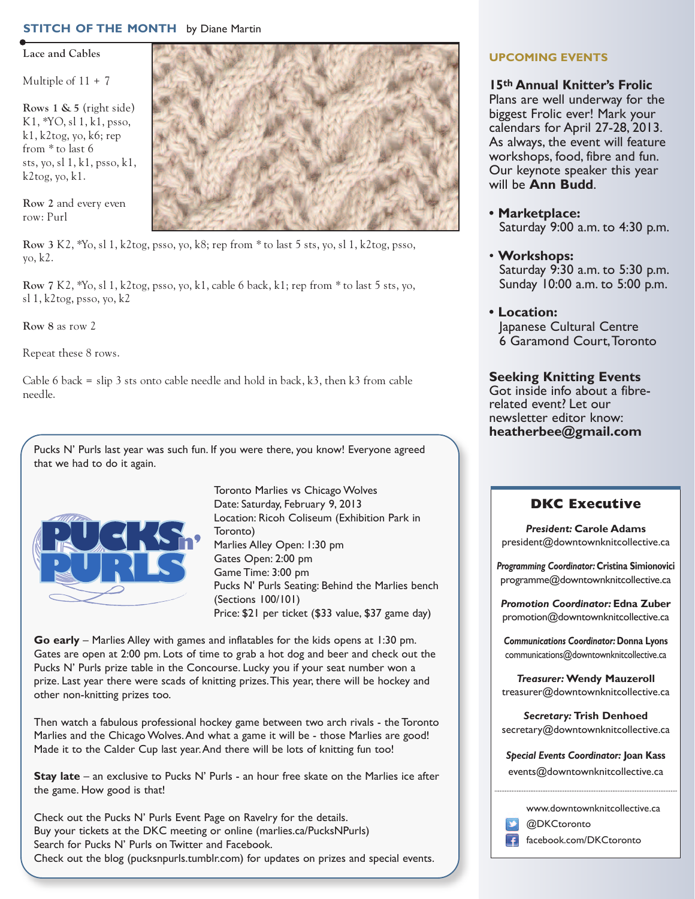## STITCH OF THE MONTH by Diane Martin

**Lace and Cables**

Multiple of 11 + 7

**Rows 1 & 5** (right side) K1, *YO, sl 1, k1, psso, k1, k2tog, yo, k6; rep from * to last 6 sts, yo, sl 1, k1, psso, k1, k2tog, yo, k1.

**Row 2** and every even row: Purl

**Row 3** K2, *Yo, sl 1, k2tog, psso, yo, k8; rep from * to last 5 sts, yo, sl 1, k2tog, psso, yo, k2.

**Row 7** K2, *Yo, sl 1, k2tog, psso, yo, k1, cable 6 back, k1; rep from * to last 5 sts, yo, sl 1, k2tog, psso, yo, k2

**Row 8** as row 2

Repeat these 8 rows.

Cable 6 back = slip 3 sts onto cable needle and hold in back, k3, then k3 from cable needle.

---

Pucks N' Purls last year was such fun. If you were there, you know! Everyone agreed that we had to do it again.

PUCKS n' PURLS

Toronto Marlies vs Chicago Wolves
Date: Saturday, February 9, 2013
Location: Ricoh Coliseum (Exhibition Park in Toronto)
Marlies Alley Open: 1:30 pm
Gates Open: 2:00 pm
Game Time: 3:00 pm
Pucks N' Purls Seating: Behind the Marlies bench (Sections 100/101)
Price: $21 per ticket ($33 value, $37 game day)

**Go early** – Marlies Alley with games and inflatables for the kids opens at 1:30 pm. Gates are open at 2:00 pm. Lots of time to grab a hot dog and beer and check out the Pucks N' Purls prize table in the Concourse. Lucky you if your seat number won a prize. Last year there were scads of knitting prizes. This year, there will be hockey and other non-knitting prizes too.

Then watch a fabulous professional hockey game between two arch rivals - the Toronto Marlies and the Chicago Wolves. And what a game it will be - those Marlies are good! Made it to the Calder Cup last year. And there will be lots of knitting fun too!

**Stay late** – an exclusive to Pucks N' Purls - an hour free skate on the Marlies ice after the game. How good is that!

Check out the Pucks N' Purls Event Page on Ravelry for the details.
Buy your tickets at the DKC meeting or online (marlies.ca/PucksNPurls)
Search for Pucks N' Purls on Twitter and Facebook.
Check out the blog (pucksnpurls.tumblr.com) for updates on prizes and special events.

---

## UPCOMING EVENTS

**15th Annual Knitter's Frolic**
Plans are well underway for the biggest Frolic ever! Mark your calendars for April 27-28, 2013. As always, the event will feature workshops, food, fibre and fun. Our keynote speaker this year will be **Ann Budd**.

- **Marketplace:**
  Saturday 9:00 a.m. to 4:30 p.m.
- **Workshops:**
  Saturday 9:30 a.m. to 5:30 p.m.
  Sunday 10:00 a.m. to 5:00 p.m.
- **Location:**
  Japanese Cultural Centre
  6 Garamond Court, Toronto

**Seeking Knitting Events**
Got inside info about a fibre-related event? Let our newsletter editor know: **heatherbee@gmail.com**

---

### DKC Executive

*President:* **Carole Adams**
president@downtownknitcollective.ca

*Programming Coordinator:* **Cristina Simionovici**
programme@downtownknitcollective.ca

*Promotion Coordinator:* **Edna Zuber**
promotion@downtownknitcollective.ca

*Communications Coordinator:* **Donna Lyons**
communications@downtownknitcollective.ca

*Treasurer:* **Wendy Mauzeroll**
treasurer@downtownknitcollective.ca

*Secretary:* **Trish Denhoed**
secretary@downtownknitcollective.ca

*Special Events Coordinator:* **Joan Kass**
events@downtownknitcollective.ca

www.downtownknitcollective.ca
@DKCtoronto
facebook.com/DKCtoronto